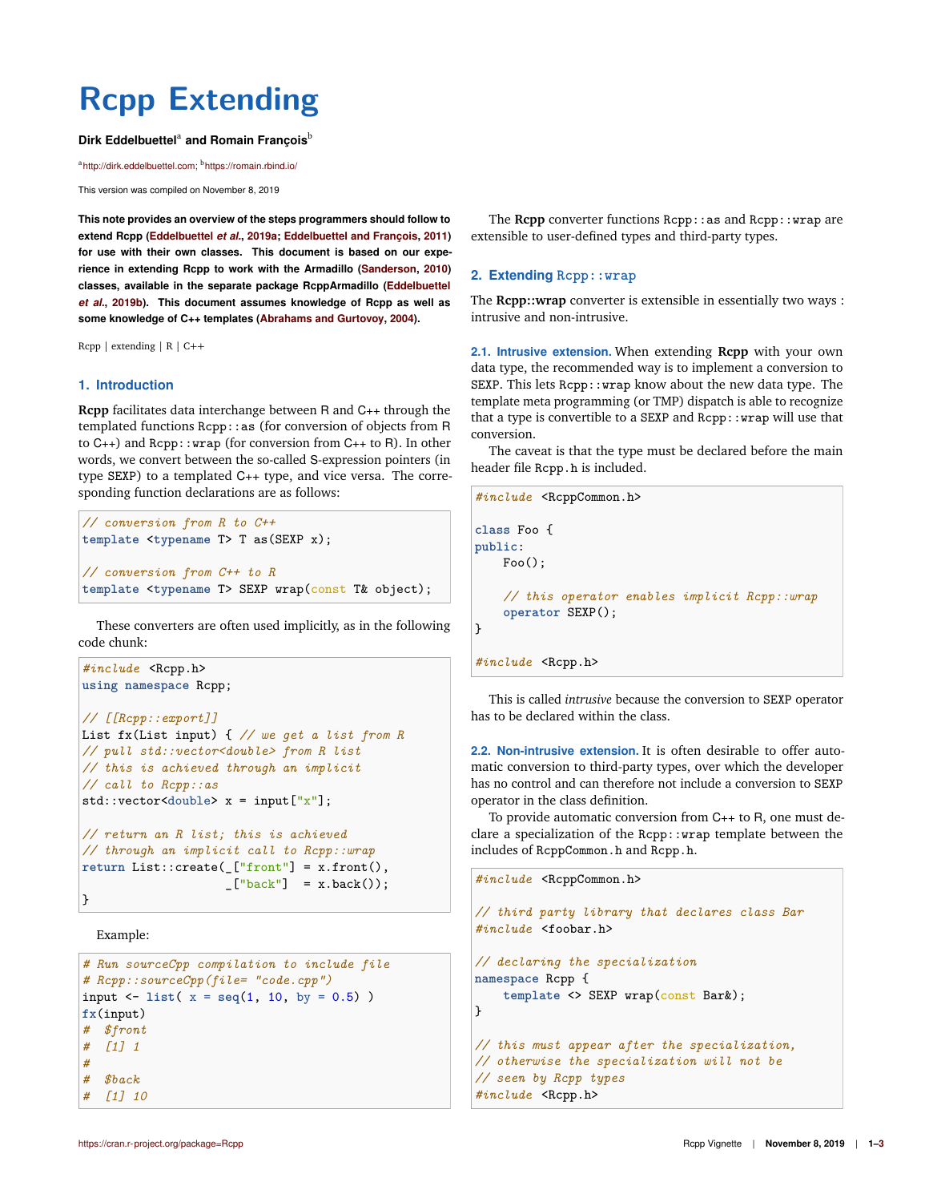# Rcpp Extending

**Dirk Eddelbuettel**[a] **and Romain François**[b]

[a]http://dirk.eddelbuettel.com; [b]https://romain.rbind.io/

This version was compiled on November 8, 2019

**This note provides an overview of the steps programmers should follow to extend Rcpp (Eddelbuettel *et al.*, 2019a; Eddelbuettel and François, 2011) for use with their own classes. This document is based on our experience in extending Rcpp to work with the Armadillo (Sanderson, 2010) classes, available in the separate package RcppArmadillo (Eddelbuettel *et al.*, 2019b). This document assumes knowledge of Rcpp as well as some knowledge of C++ templates (Abrahams and Gurtovoy, 2004).**

Rcpp | extending | R | C++

## 1. Introduction

**Rcpp** facilitates data interchange between R and C++ through the templated functions `Rcpp::as` (for conversion of objects from R to C++) and `Rcpp::wrap` (for conversion from C++ to R). In other words, we convert between the so-called S-expression pointers (in type `SEXP`) to a templated C++ type, and vice versa. The corresponding function declarations are as follows:

```
// conversion from R to C++
template <typename T> T as(SEXP x);

// conversion from C++ to R
template <typename T> SEXP wrap(const T& object);
```

These converters are often used implicitly, as in the following code chunk:

```
#include <Rcpp.h>
using namespace Rcpp;

// [[Rcpp::export]]
List fx(List input) { // we get a list from R
// pull std::vector<double> from R list
// this is achieved through an implicit
// call to Rcpp::as
std::vector<double> x = input["x"];

// return an R list; this is achieved
// through an implicit call to Rcpp::wrap
return List::create(_["front"] = x.front(),
                    _["back"]  = x.back());
}
```

Example:

```
# Run sourceCpp compilation to include file
# Rcpp::sourceCpp(file= "code.cpp")
input <- list( x = seq(1, 10, by = 0.5) )
fx(input)
#  $front
#  [1] 1
#
#  $back
#  [1] 10
```

The **Rcpp** converter functions `Rcpp::as` and `Rcpp::wrap` are extensible to user-defined types and third-party types.

## 2. Extending `Rcpp::wrap`

The **Rcpp::wrap** converter is extensible in essentially two ways : intrusive and non-intrusive.

**2.1. Intrusive extension.** When extending **Rcpp** with your own data type, the recommended way is to implement a conversion to `SEXP`. This lets `Rcpp::wrap` know about the new data type. The template meta programming (or TMP) dispatch is able to recognize that a type is convertible to a `SEXP` and `Rcpp::wrap` will use that conversion.

The caveat is that the type must be declared before the main header file `Rcpp.h` is included.

```
#include <RcppCommon.h>

class Foo {
public:
    Foo();

    // this operator enables implicit Rcpp::wrap
    operator SEXP();
}

#include <Rcpp.h>
```

This is called *intrusive* because the conversion to `SEXP` operator has to be declared within the class.

**2.2. Non-intrusive extension.** It is often desirable to offer automatic conversion to third-party types, over which the developer has no control and can therefore not include a conversion to `SEXP` operator in the class definition.

To provide automatic conversion from C++ to R, one must declare a specialization of the `Rcpp::wrap` template between the includes of `RcppCommon.h` and `Rcpp.h`.

```
#include <RcppCommon.h>

// third party library that declares class Bar
#include <foobar.h>

// declaring the specialization
namespace Rcpp {
    template <> SEXP wrap(const Bar&);
}

// this must appear after the specialization,
// otherwise the specialization will not be
// seen by Rcpp types
#include <Rcpp.h>
```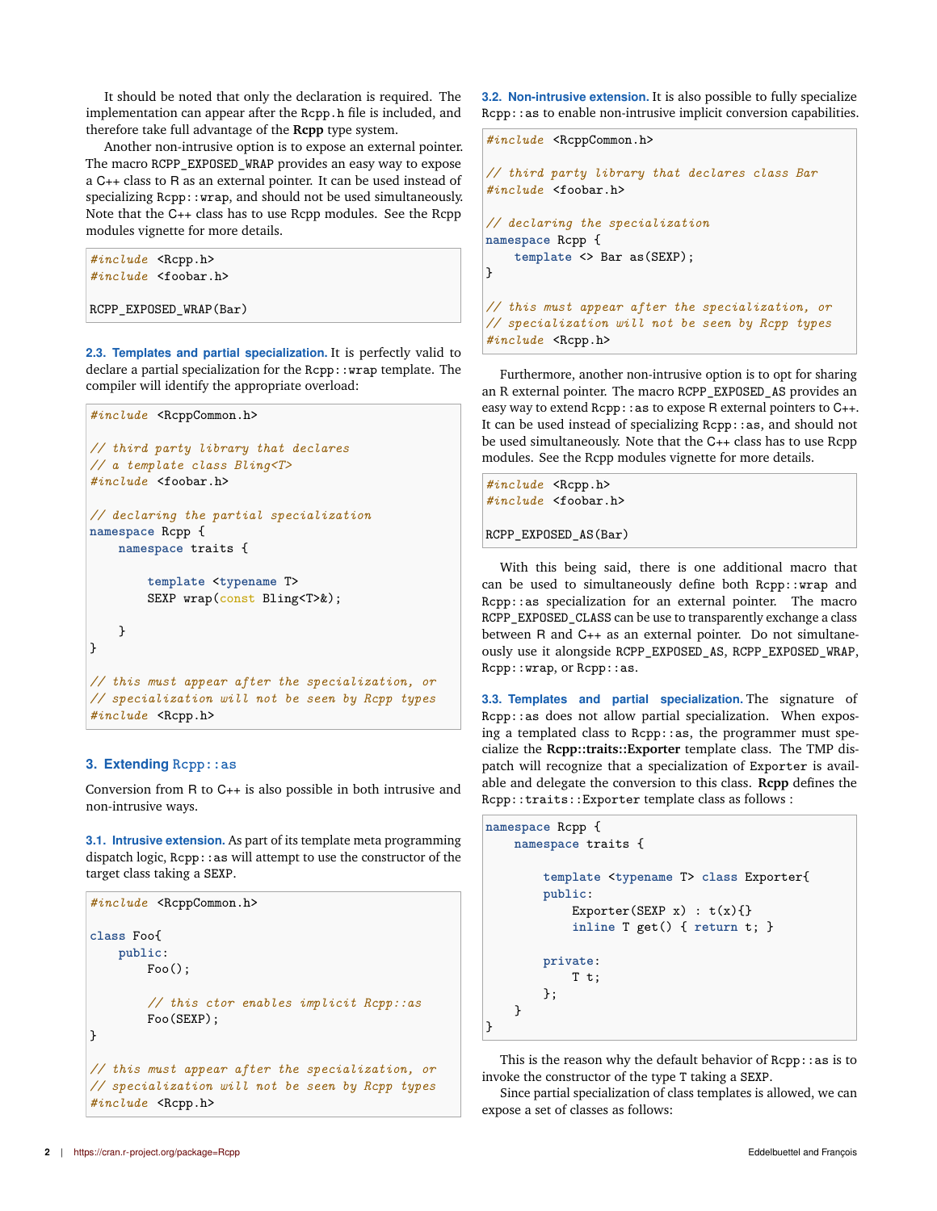It should be noted that only the declaration is required. The implementation can appear after the `Rcpp.h` file is included, and therefore take full advantage of the **Rcpp** type system.

Another non-intrusive option is to expose an external pointer. The macro `RCPP_EXPOSED_WRAP` provides an easy way to expose a C++ class to R as an external pointer. It can be used instead of specializing `Rcpp::wrap`, and should not be used simultaneously. Note that the C++ class has to use Rcpp modules. See the Rcpp modules vignette for more details.

```
#include <Rcpp.h>
#include <foobar.h>

RCPP_EXPOSED_WRAP(Bar)
```

**2.3. Templates and partial specialization.** It is perfectly valid to declare a partial specialization for the `Rcpp::wrap` template. The compiler will identify the appropriate overload:

```
#include <RcppCommon.h>

// third party library that declares
// a template class Bling<T>
#include <foobar.h>

// declaring the partial specialization
namespace Rcpp {
    namespace traits {

        template <typename T>
        SEXP wrap(const Bling<T>&);

    }
}

// this must appear after the specialization, or
// specialization will not be seen by Rcpp types
#include <Rcpp.h>
```

## 3. Extending `Rcpp::as`

Conversion from R to C++ is also possible in both intrusive and non-intrusive ways.

**3.1. Intrusive extension.** As part of its template meta programming dispatch logic, `Rcpp::as` will attempt to use the constructor of the target class taking a `SEXP`.

```
#include <RcppCommon.h>

class Foo{
    public:
        Foo();

        // this ctor enables implicit Rcpp::as
        Foo(SEXP);
}

// this must appear after the specialization, or
// specialization will not be seen by Rcpp types
#include <Rcpp.h>
```

**3.2. Non-intrusive extension.** It is also possible to fully specialize `Rcpp::as` to enable non-intrusive implicit conversion capabilities.

```
#include <RcppCommon.h>

// third party library that declares class Bar
#include <foobar.h>

// declaring the specialization
namespace Rcpp {
    template <> Bar as(SEXP);
}

// this must appear after the specialization, or
// specialization will not be seen by Rcpp types
#include <Rcpp.h>
```

Furthermore, another non-intrusive option is to opt for sharing an R external pointer. The macro `RCPP_EXPOSED_AS` provides an easy way to extend `Rcpp::as` to expose R external pointers to C++. It can be used instead of specializing `Rcpp::as`, and should not be used simultaneously. Note that the C++ class has to use Rcpp modules. See the Rcpp modules vignette for more details.

```
#include <Rcpp.h>
#include <foobar.h>

RCPP_EXPOSED_AS(Bar)
```

With this being said, there is one additional macro that can be used to simultaneously define both `Rcpp::wrap` and `Rcpp::as` specialization for an external pointer. The macro `RCPP_EXPOSED_CLASS` can be use to transparently exchange a class between R and C++ as an external pointer. Do not simultaneously use it alongside `RCPP_EXPOSED_AS`, `RCPP_EXPOSED_WRAP`, `Rcpp::wrap`, or `Rcpp::as`.

**3.3. Templates and partial specialization.** The signature of `Rcpp::as` does not allow partial specialization. When exposing a templated class to `Rcpp::as`, the programmer must specialize the **Rcpp::traits::Exporter** template class. The TMP dispatch will recognize that a specialization of `Exporter` is available and delegate the conversion to this class. **Rcpp** defines the `Rcpp::traits::Exporter` template class as follows :

```
namespace Rcpp {
    namespace traits {

        template <typename T> class Exporter{
        public:
            Exporter(SEXP x) : t(x){}
            inline T get() { return t; }

        private:
            T t;
        };
    }
}
```

This is the reason why the default behavior of `Rcpp::as` is to invoke the constructor of the type `T` taking a `SEXP`.

Since partial specialization of class templates is allowed, we can expose a set of classes as follows: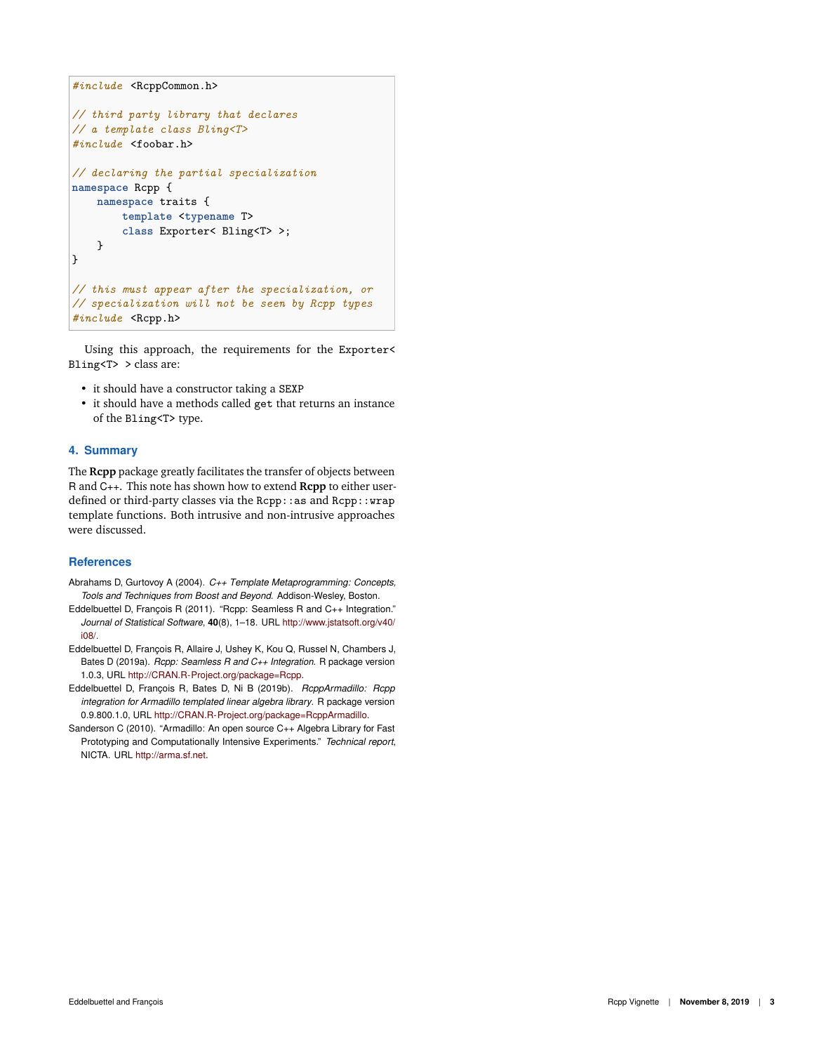```cpp
#include <RcppCommon.h>

// third party library that declares
// a template class Bling<T>
#include <foobar.h>

// declaring the partial specialization
namespace Rcpp {
    namespace traits {
        template <typename T>
        class Exporter< Bling<T> >;
    }
}

// this must appear after the specialization, or
// specialization will not be seen by Rcpp types
#include <Rcpp.h>
```

Using this approach, the requirements for the `Exporter< Bling<T> >` class are:

- it should have a constructor taking a `SEXP`
- it should have a methods called `get` that returns an instance of the `Bling<T>` type.

## 4. Summary

The **Rcpp** package greatly facilitates the transfer of objects between R and C++. This note has shown how to extend **Rcpp** to either user-defined or third-party classes via the `Rcpp::as` and `Rcpp::wrap` template functions. Both intrusive and non-intrusive approaches were discussed.

## References

Abrahams D, Gurtovoy A (2004). *C++ Template Metaprogramming: Concepts, Tools and Techniques from Boost and Beyond*. Addison-Wesley, Boston.

Eddelbuettel D, François R (2011). "Rcpp: Seamless R and C++ Integration." *Journal of Statistical Software*, **40**(8), 1–18. URL http://www.jstatsoft.org/v40/i08/.

Eddelbuettel D, François R, Allaire J, Ushey K, Kou Q, Russel N, Chambers J, Bates D (2019a). *Rcpp: Seamless R and C++ Integration*. R package version 1.0.3, URL http://CRAN.R-Project.org/package=Rcpp.

Eddelbuettel D, François R, Bates D, Ni B (2019b). *RcppArmadillo: Rcpp integration for Armadillo templated linear algebra library*. R package version 0.9.800.1.0, URL http://CRAN.R-Project.org/package=RcppArmadillo.

Sanderson C (2010). "Armadillo: An open source C++ Algebra Library for Fast Prototyping and Computationally Intensive Experiments." *Technical report*, NICTA. URL http://arma.sf.net.